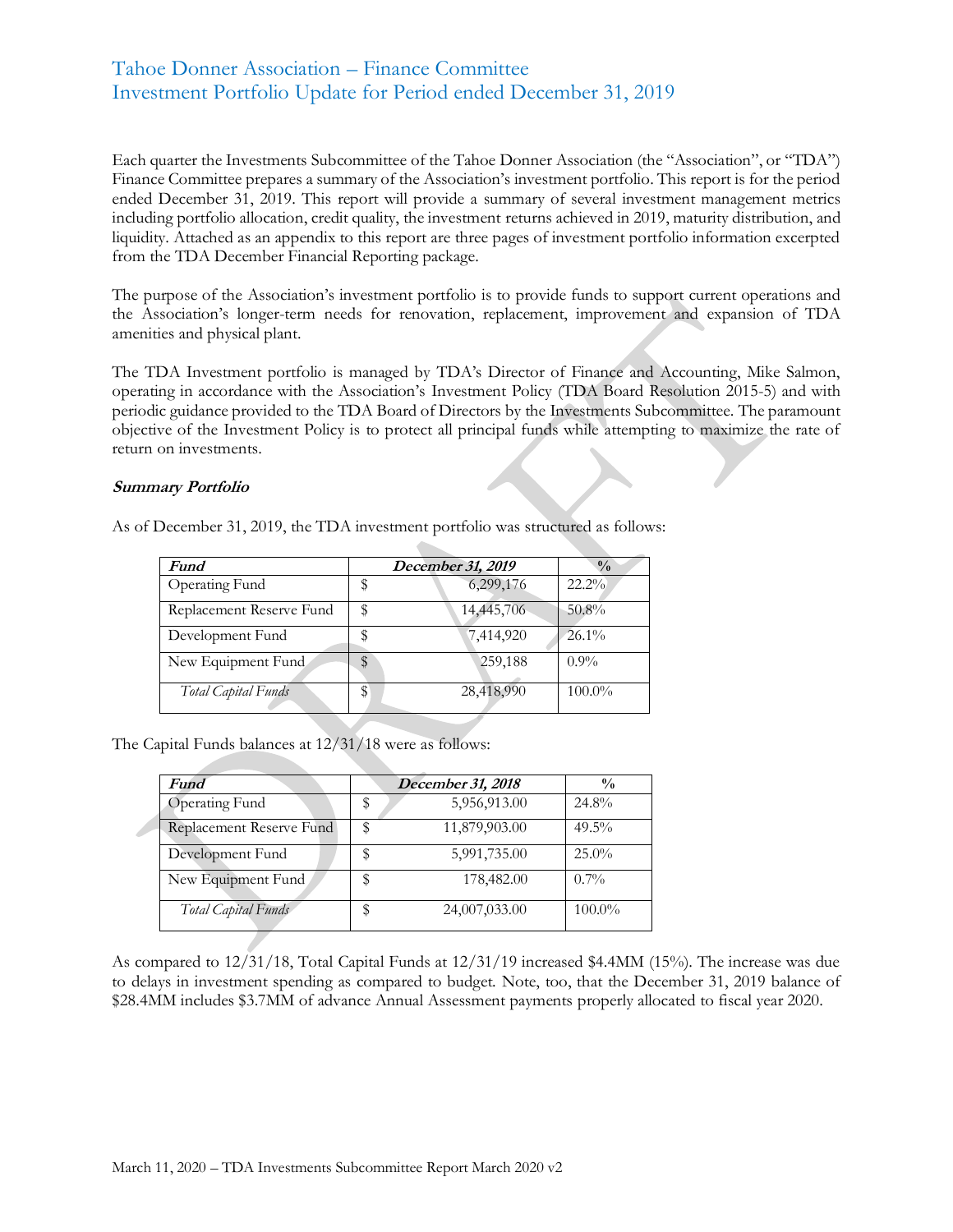# Tahoe Donner Association – Finance Committee
## Investment Portfolio Update for Period ended December 31, 2019

Each quarter the Investments Subcommittee of the Tahoe Donner Association (the "Association", or "TDA") Finance Committee prepares a summary of the Association's investment portfolio. This report is for the period ended December 31, 2019. This report will provide a summary of several investment management metrics including portfolio allocation, credit quality, the investment returns achieved in 2019, maturity distribution, and liquidity. Attached as an appendix to this report are three pages of investment portfolio information excerpted from the TDA December Financial Reporting package.

The purpose of the Association's investment portfolio is to provide funds to support current operations and the Association's longer-term needs for renovation, replacement, improvement and expansion of TDA amenities and physical plant.

The TDA Investment portfolio is managed by TDA's Director of Finance and Accounting, Mike Salmon, operating in accordance with the Association's Investment Policy (TDA Board Resolution 2015-5) and with periodic guidance provided to the TDA Board of Directors by the Investments Subcommittee. The paramount objective of the Investment Policy is to protect all principal funds while attempting to maximize the rate of return on investments.

***Summary Portfolio***

As of December 31, 2019, the TDA investment portfolio was structured as follows:

| ***Fund*** | ***December 31, 2019*** | ***%*** |
|---|---|---|
| Operating Fund | $ 6,299,176 | 22.2% |
| Replacement Reserve Fund | $ 14,445,706 | 50.8% |
| Development Fund | $ 7,414,920 | 26.1% |
| New Equipment Fund | $ 259,188 | 0.9% |
| *Total Capital Funds* | $ 28,418,990 | 100.0% |

The Capital Funds balances at 12/31/18 were as follows:

| ***Fund*** | ***December 31, 2018*** | ***%*** |
|---|---|---|
| Operating Fund | $ 5,956,913.00 | 24.8% |
| Replacement Reserve Fund | $ 11,879,903.00 | 49.5% |
| Development Fund | $ 5,991,735.00 | 25.0% |
| New Equipment Fund | $ 178,482.00 | 0.7% |
| *Total Capital Funds* | $ 24,007,033.00 | 100.0% |

As compared to 12/31/18, Total Capital Funds at 12/31/19 increased $4.4MM (15%). The increase was due to delays in investment spending as compared to budget. Note, too, that the December 31, 2019 balance of $28.4MM includes $3.7MM of advance Annual Assessment payments properly allocated to fiscal year 2020.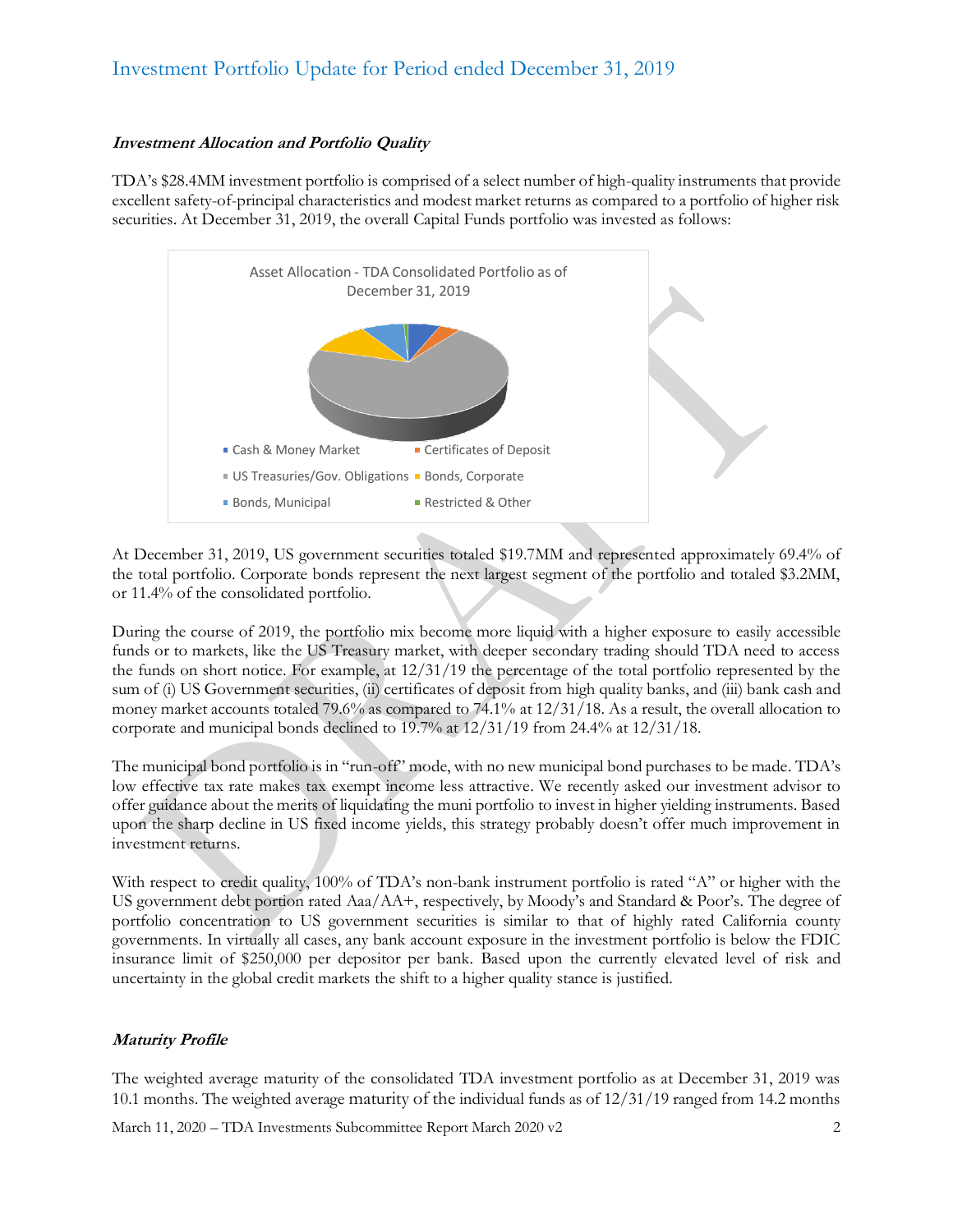## Investment Allocation and Portfolio Quality

TDA's $28.4MM investment portfolio is comprised of a select number of high-quality instruments that provide excellent safety-of-principal characteristics and modest market returns as compared to a portfolio of higher risk securities. At December 31, 2019, the overall Capital Funds portfolio was invested as follows:

Asset Allocation - TDA Consolidated Portfolio as of December 31, 2019

- Cash & Money Market
- Certificates of Deposit
- US Treasuries/Gov. Obligations
- Bonds, Corporate
- Bonds, Municipal
- Restricted & Other

At December 31, 2019, US government securities totaled $19.7MM and represented approximately 69.4% of the total portfolio. Corporate bonds represent the next largest segment of the portfolio and totaled $3.2MM, or 11.4% of the consolidated portfolio.

During the course of 2019, the portfolio mix become more liquid with a higher exposure to easily accessible funds or to markets, like the US Treasury market, with deeper secondary trading should TDA need to access the funds on short notice. For example, at 12/31/19 the percentage of the total portfolio represented by the sum of (i) US Government securities, (ii) certificates of deposit from high quality banks, and (iii) bank cash and money market accounts totaled 79.6% as compared to 74.1% at 12/31/18. As a result, the overall allocation to corporate and municipal bonds declined to 19.7% at 12/31/19 from 24.4% at 12/31/18.

The municipal bond portfolio is in "run-off" mode, with no new municipal bond purchases to be made. TDA's low effective tax rate makes tax exempt income less attractive. We recently asked our investment advisor to offer guidance about the merits of liquidating the muni portfolio to invest in higher yielding instruments. Based upon the sharp decline in US fixed income yields, this strategy probably doesn't offer much improvement in investment returns.

With respect to credit quality, 100% of TDA's non-bank instrument portfolio is rated "A" or higher with the US government debt portion rated Aaa/AA+, respectively, by Moody's and Standard & Poor's. The degree of portfolio concentration to US government securities is similar to that of highly rated California county governments. In virtually all cases, any bank account exposure in the investment portfolio is below the FDIC insurance limit of $250,000 per depositor per bank. Based upon the currently elevated level of risk and uncertainty in the global credit markets the shift to a higher quality stance is justified.

## Maturity Profile

The weighted average maturity of the consolidated TDA investment portfolio as at December 31, 2019 was 10.1 months. The weighted average maturity of the individual funds as of 12/31/19 ranged from 14.2 months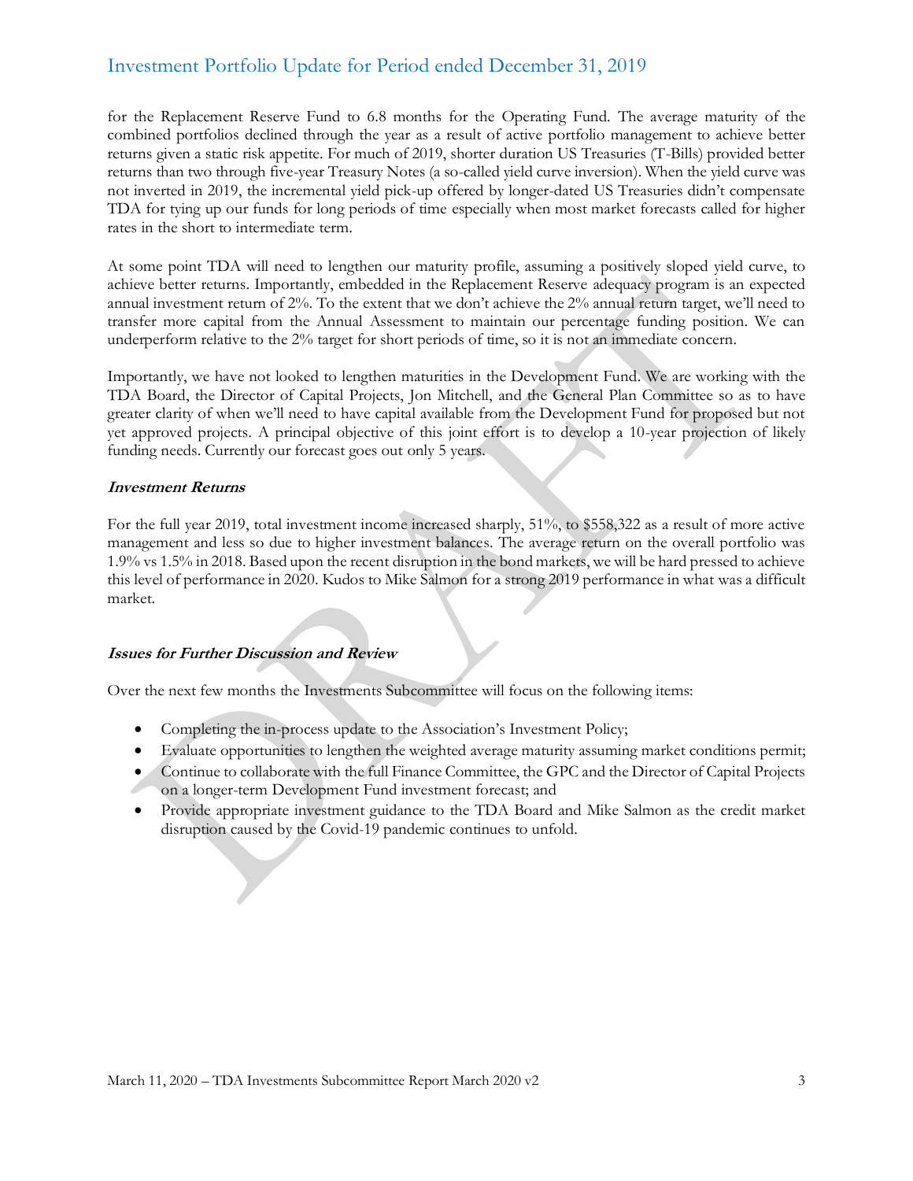for the Replacement Reserve Fund to 6.8 months for the Operating Fund. The average maturity of the combined portfolios declined through the year as a result of active portfolio management to achieve better returns given a static risk appetite. For much of 2019, shorter duration US Treasuries (T-Bills) provided better returns than two through five-year Treasury Notes (a so-called yield curve inversion). When the yield curve was not inverted in 2019, the incremental yield pick-up offered by longer-dated US Treasuries didn't compensate TDA for tying up our funds for long periods of time especially when most market forecasts called for higher rates in the short to intermediate term.

At some point TDA will need to lengthen our maturity profile, assuming a positively sloped yield curve, to achieve better returns. Importantly, embedded in the Replacement Reserve adequacy program is an expected annual investment return of 2%. To the extent that we don't achieve the 2% annual return target, we'll need to transfer more capital from the Annual Assessment to maintain our percentage funding position. We can underperform relative to the 2% target for short periods of time, so it is not an immediate concern.

Importantly, we have not looked to lengthen maturities in the Development Fund. We are working with the TDA Board, the Director of Capital Projects, Jon Mitchell, and the General Plan Committee so as to have greater clarity of when we'll need to have capital available from the Development Fund for proposed but not yet approved projects. A principal objective of this joint effort is to develop a 10-year projection of likely funding needs. Currently our forecast goes out only 5 years.

### *Investment Returns*

For the full year 2019, total investment income increased sharply, 51%, to $558,322 as a result of more active management and less so due to higher investment balances. The average return on the overall portfolio was 1.9% vs 1.5% in 2018. Based upon the recent disruption in the bond markets, we will be hard pressed to achieve this level of performance in 2020. Kudos to Mike Salmon for a strong 2019 performance in what was a difficult market.

### *Issues for Further Discussion and Review*

Over the next few months the Investments Subcommittee will focus on the following items:

- Completing the in-process update to the Association's Investment Policy;
- Evaluate opportunities to lengthen the weighted average maturity assuming market conditions permit;
- Continue to collaborate with the full Finance Committee, the GPC and the Director of Capital Projects on a longer-term Development Fund investment forecast; and
- Provide appropriate investment guidance to the TDA Board and Mike Salmon as the credit market disruption caused by the Covid-19 pandemic continues to unfold.